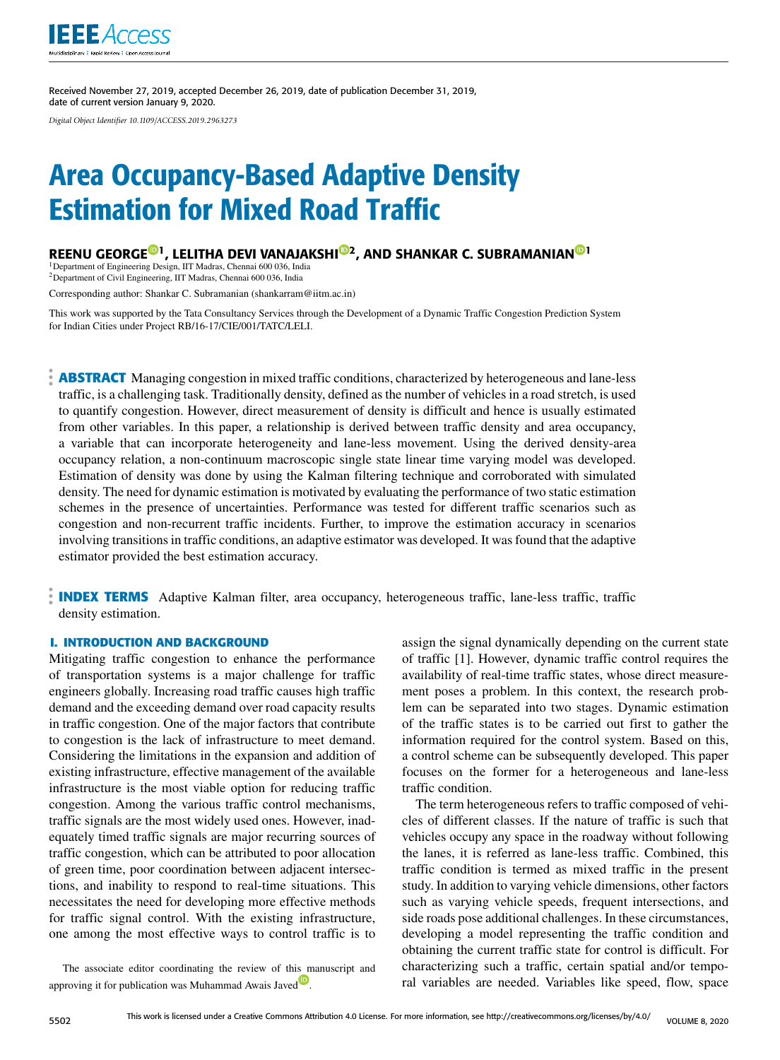Received November 27, 2019, accepted December 26, 2019, date of publication December 31, 2019, date of current version January 9, 2020.

*Digital Object Identifier 10.1109/ACCESS.2019.2963273*

# Area Occupancy-Based Adaptive Density Estimation for Mixed Road Traffic

**REENU GEORGE[1], LELITHA DEVI VANAJAKSHI[2], AND SHANKAR C. SUBRAMANIAN[1]**

[1]Department of Engineering Design, IIT Madras, Chennai 600 036, India
[2]Department of Civil Engineering, IIT Madras, Chennai 600 036, India

Corresponding author: Shankar C. Subramanian (shankarram@iitm.ac.in)

This work was supported by the Tata Consultancy Services through the Development of a Dynamic Traffic Congestion Prediction System for Indian Cities under Project RB/16-17/CIE/001/TATC/LELI.

**ABSTRACT** Managing congestion in mixed traffic conditions, characterized by heterogeneous and lane-less traffic, is a challenging task. Traditionally density, defined as the number of vehicles in a road stretch, is used to quantify congestion. However, direct measurement of density is difficult and hence is usually estimated from other variables. In this paper, a relationship is derived between traffic density and area occupancy, a variable that can incorporate heterogeneity and lane-less movement. Using the derived density-area occupancy relation, a non-continuum macroscopic single state linear time varying model was developed. Estimation of density was done by using the Kalman filtering technique and corroborated with simulated density. The need for dynamic estimation is motivated by evaluating the performance of two static estimation schemes in the presence of uncertainties. Performance was tested for different traffic scenarios such as congestion and non-recurrent traffic incidents. Further, to improve the estimation accuracy in scenarios involving transitions in traffic conditions, an adaptive estimator was developed. It was found that the adaptive estimator provided the best estimation accuracy.

**INDEX TERMS** Adaptive Kalman filter, area occupancy, heterogeneous traffic, lane-less traffic, traffic density estimation.

## I. INTRODUCTION AND BACKGROUND

Mitigating traffic congestion to enhance the performance of transportation systems is a major challenge for traffic engineers globally. Increasing road traffic causes high traffic demand and the exceeding demand over road capacity results in traffic congestion. One of the major factors that contribute to congestion is the lack of infrastructure to meet demand. Considering the limitations in the expansion and addition of existing infrastructure, effective management of the available infrastructure is the most viable option for reducing traffic congestion. Among the various traffic control mechanisms, traffic signals are the most widely used ones. However, inadequately timed traffic signals are major recurring sources of traffic congestion, which can be attributed to poor allocation of green time, poor coordination between adjacent intersections, and inability to respond to real-time situations. This necessitates the need for developing more effective methods for traffic signal control. With the existing infrastructure, one among the most effective ways to control traffic is to assign the signal dynamically depending on the current state of traffic [1]. However, dynamic traffic control requires the availability of real-time traffic states, whose direct measurement poses a problem. In this context, the research problem can be separated into two stages. Dynamic estimation of the traffic states is to be carried out first to gather the information required for the control system. Based on this, a control scheme can be subsequently developed. This paper focuses on the former for a heterogeneous and lane-less traffic condition.

The term heterogeneous refers to traffic composed of vehicles of different classes. If the nature of traffic is such that vehicles occupy any space in the roadway without following the lanes, it is referred as lane-less traffic. Combined, this traffic condition is termed as mixed traffic in the present study. In addition to varying vehicle dimensions, other factors such as varying vehicle speeds, frequent intersections, and side roads pose additional challenges. In these circumstances, developing a model representing the traffic condition and obtaining the current traffic state for control is difficult. For characterizing such a traffic, certain spatial and/or temporal variables are needed. Variables like speed, flow, space

The associate editor coordinating the review of this manuscript and approving it for publication was Muhammad Awais Javed.

This work is licensed under a Creative Commons Attribution 4.0 License. For more information, see http://creativecommons.org/licenses/by/4.0/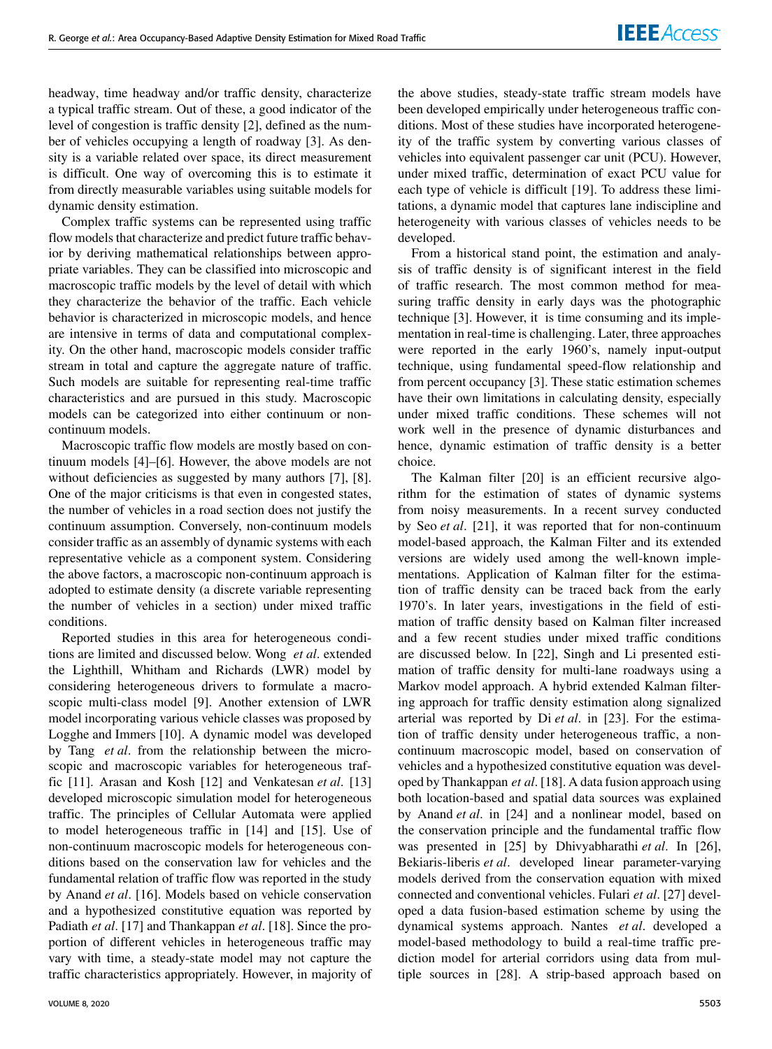headway, time headway and/or traffic density, characterize a typical traffic stream. Out of these, a good indicator of the level of congestion is traffic density [2], defined as the number of vehicles occupying a length of roadway [3]. As density is a variable related over space, its direct measurement is difficult. One way of overcoming this is to estimate it from directly measurable variables using suitable models for dynamic density estimation.

Complex traffic systems can be represented using traffic flow models that characterize and predict future traffic behavior by deriving mathematical relationships between appropriate variables. They can be classified into microscopic and macroscopic traffic models by the level of detail with which they characterize the behavior of the traffic. Each vehicle behavior is characterized in microscopic models, and hence are intensive in terms of data and computational complexity. On the other hand, macroscopic models consider traffic stream in total and capture the aggregate nature of traffic. Such models are suitable for representing real-time traffic characteristics and are pursued in this study. Macroscopic models can be categorized into either continuum or non-continuum models.

Macroscopic traffic flow models are mostly based on continuum models [4]–[6]. However, the above models are not without deficiencies as suggested by many authors [7], [8]. One of the major criticisms is that even in congested states, the number of vehicles in a road section does not justify the continuum assumption. Conversely, non-continuum models consider traffic as an assembly of dynamic systems with each representative vehicle as a component system. Considering the above factors, a macroscopic non-continuum approach is adopted to estimate density (a discrete variable representing the number of vehicles in a section) under mixed traffic conditions.

Reported studies in this area for heterogeneous conditions are limited and discussed below. Wong *et al*. extended the Lighthill, Whitham and Richards (LWR) model by considering heterogeneous drivers to formulate a macroscopic multi-class model [9]. Another extension of LWR model incorporating various vehicle classes was proposed by Logghe and Immers [10]. A dynamic model was developed by Tang *et al*. from the relationship between the microscopic and macroscopic variables for heterogeneous traffic [11]. Arasan and Kosh [12] and Venkatesan *et al*. [13] developed microscopic simulation model for heterogeneous traffic. The principles of Cellular Automata were applied to model heterogeneous traffic in [14] and [15]. Use of non-continuum macroscopic models for heterogeneous conditions based on the conservation law for vehicles and the fundamental relation of traffic flow was reported in the study by Anand *et al*. [16]. Models based on vehicle conservation and a hypothesized constitutive equation was reported by Padiath *et al*. [17] and Thankappan *et al*. [18]. Since the proportion of different vehicles in heterogeneous traffic may vary with time, a steady-state model may not capture the traffic characteristics appropriately. However, in majority of the above studies, steady-state traffic stream models have been developed empirically under heterogeneous traffic conditions. Most of these studies have incorporated heterogeneity of the traffic system by converting various classes of vehicles into equivalent passenger car unit (PCU). However, under mixed traffic, determination of exact PCU value for each type of vehicle is difficult [19]. To address these limitations, a dynamic model that captures lane indiscipline and heterogeneity with various classes of vehicles needs to be developed.

From a historical stand point, the estimation and analysis of traffic density is of significant interest in the field of traffic research. The most common method for measuring traffic density in early days was the photographic technique [3]. However, it is time consuming and its implementation in real-time is challenging. Later, three approaches were reported in the early 1960's, namely input-output technique, using fundamental speed-flow relationship and from percent occupancy [3]. These static estimation schemes have their own limitations in calculating density, especially under mixed traffic conditions. These schemes will not work well in the presence of dynamic disturbances and hence, dynamic estimation of traffic density is a better choice.

The Kalman filter [20] is an efficient recursive algorithm for the estimation of states of dynamic systems from noisy measurements. In a recent survey conducted by Seo *et al*. [21], it was reported that for non-continuum model-based approach, the Kalman Filter and its extended versions are widely used among the well-known implementations. Application of Kalman filter for the estimation of traffic density can be traced back from the early 1970's. In later years, investigations in the field of estimation of traffic density based on Kalman filter increased and a few recent studies under mixed traffic conditions are discussed below. In [22], Singh and Li presented estimation of traffic density for multi-lane roadways using a Markov model approach. A hybrid extended Kalman filtering approach for traffic density estimation along signalized arterial was reported by Di *et al*. in [23]. For the estimation of traffic density under heterogeneous traffic, a non-continuum macroscopic model, based on conservation of vehicles and a hypothesized constitutive equation was developed by Thankappan *et al*. [18]. A data fusion approach using both location-based and spatial data sources was explained by Anand *et al*. in [24] and a nonlinear model, based on the conservation principle and the fundamental traffic flow was presented in [25] by Dhivyabharathi *et al*. In [26], Bekiaris-liberis *et al*. developed linear parameter-varying models derived from the conservation equation with mixed connected and conventional vehicles. Fulari *et al*. [27] developed a data fusion-based estimation scheme by using the dynamical systems approach. Nantes *et al*. developed a model-based methodology to build a real-time traffic prediction model for arterial corridors using data from multiple sources in [28]. A strip-based approach based on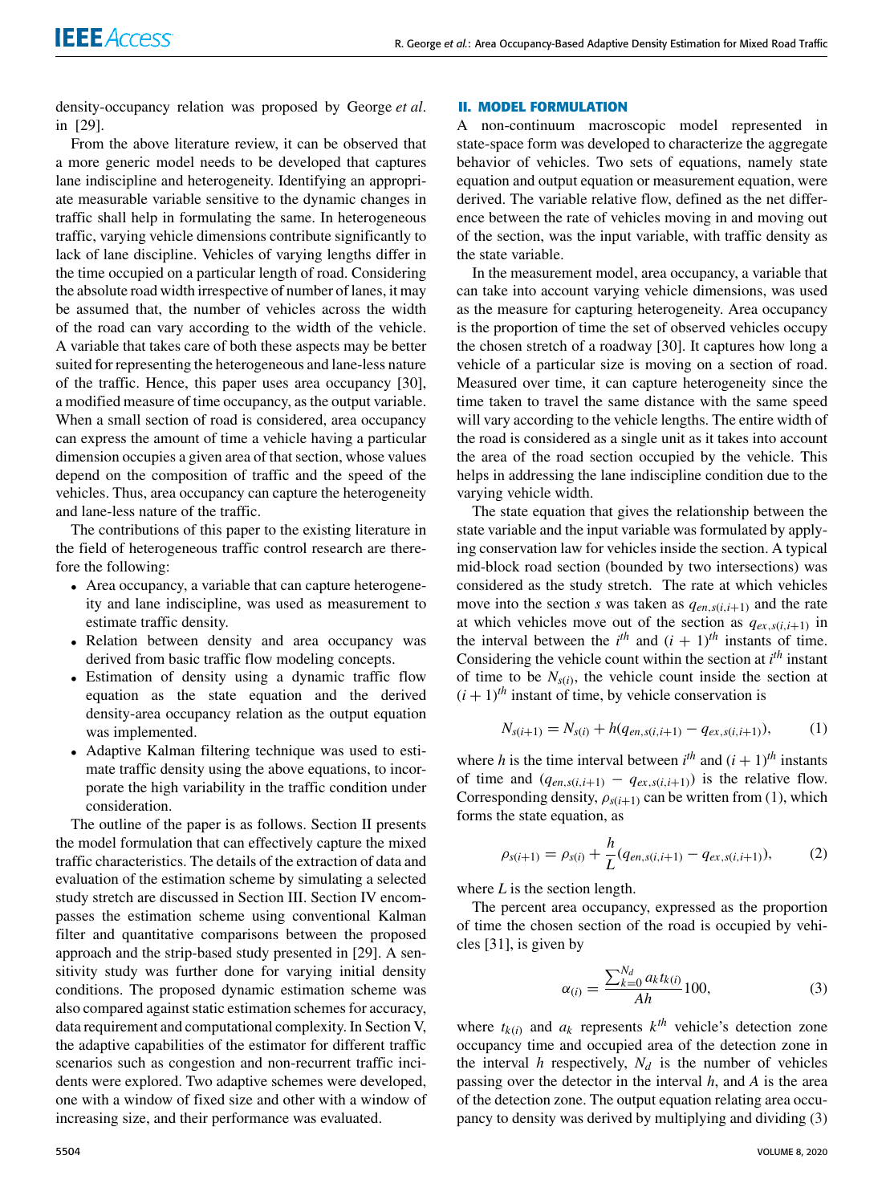density-occupancy relation was proposed by George *et al.* in [29].

From the above literature review, it can be observed that a more generic model needs to be developed that captures lane indiscipline and heterogeneity. Identifying an appropriate measurable variable sensitive to the dynamic changes in traffic shall help in formulating the same. In heterogeneous traffic, varying vehicle dimensions contribute significantly to lack of lane discipline. Vehicles of varying lengths differ in the time occupied on a particular length of road. Considering the absolute road width irrespective of number of lanes, it may be assumed that, the number of vehicles across the width of the road can vary according to the width of the vehicle. A variable that takes care of both these aspects may be better suited for representing the heterogeneous and lane-less nature of the traffic. Hence, this paper uses area occupancy [30], a modified measure of time occupancy, as the output variable. When a small section of road is considered, area occupancy can express the amount of time a vehicle having a particular dimension occupies a given area of that section, whose values depend on the composition of traffic and the speed of the vehicles. Thus, area occupancy can capture the heterogeneity and lane-less nature of the traffic.

The contributions of this paper to the existing literature in the field of heterogeneous traffic control research are therefore the following:

- Area occupancy, a variable that can capture heterogeneity and lane indiscipline, was used as measurement to estimate traffic density.
- Relation between density and area occupancy was derived from basic traffic flow modeling concepts.
- Estimation of density using a dynamic traffic flow equation as the state equation and the derived density-area occupancy relation as the output equation was implemented.
- Adaptive Kalman filtering technique was used to estimate traffic density using the above equations, to incorporate the high variability in the traffic condition under consideration.

The outline of the paper is as follows. Section II presents the model formulation that can effectively capture the mixed traffic characteristics. The details of the extraction of data and evaluation of the estimation scheme by simulating a selected study stretch are discussed in Section III. Section IV encompasses the estimation scheme using conventional Kalman filter and quantitative comparisons between the proposed approach and the strip-based study presented in [29]. A sensitivity study was further done for varying initial density conditions. The proposed dynamic estimation scheme was also compared against static estimation schemes for accuracy, data requirement and computational complexity. In Section V, the adaptive capabilities of the estimator for different traffic scenarios such as congestion and non-recurrent traffic incidents were explored. Two adaptive schemes were developed, one with a window of fixed size and other with a window of increasing size, and their performance was evaluated.

## II. MODEL FORMULATION

A non-continuum macroscopic model represented in state-space form was developed to characterize the aggregate behavior of vehicles. Two sets of equations, namely state equation and output equation or measurement equation, were derived. The variable relative flow, defined as the net difference between the rate of vehicles moving in and moving out of the section, was the input variable, with traffic density as the state variable.

In the measurement model, area occupancy, a variable that can take into account varying vehicle dimensions, was used as the measure for capturing heterogeneity. Area occupancy is the proportion of time the set of observed vehicles occupy the chosen stretch of a roadway [30]. It captures how long a vehicle of a particular size is moving on a section of road. Measured over time, it can capture heterogeneity since the time taken to travel the same distance with the same speed will vary according to the vehicle lengths. The entire width of the road is considered as a single unit as it takes into account the area of the road section occupied by the vehicle. This helps in addressing the lane indiscipline condition due to the varying vehicle width.

The state equation that gives the relationship between the state variable and the input variable was formulated by applying conservation law for vehicles inside the section. A typical mid-block road section (bounded by two intersections) was considered as the study stretch. The rate at which vehicles move into the section $s$ was taken as $q_{en,s(i,i+1)}$ and the rate at which vehicles move out of the section as $q_{ex,s(i,i+1)}$ in the interval between the $i^{th}$ and $(i+1)^{th}$ instants of time. Considering the vehicle count within the section at $i^{th}$ instant of time to be $N_{s(i)}$, the vehicle count inside the section at $(i+1)^{th}$ instant of time, by vehicle conservation is

$$N_{s(i+1)} = N_{s(i)} + h(q_{en,s(i,i+1)} - q_{ex,s(i,i+1)}), \tag{1}$$

where $h$ is the time interval between $i^{th}$ and $(i+1)^{th}$ instants of time and $(q_{en,s(i,i+1)} - q_{ex,s(i,i+1)})$ is the relative flow. Corresponding density, $\rho_{s(i+1)}$ can be written from (1), which forms the state equation, as

$$\rho_{s(i+1)} = \rho_{s(i)} + \frac{h}{L}(q_{en,s(i,i+1)} - q_{ex,s(i,i+1)}), \tag{2}$$

where $L$ is the section length.

The percent area occupancy, expressed as the proportion of time the chosen section of the road is occupied by vehicles [31], is given by

$$\alpha_{(i)} = \frac{\sum_{k=0}^{N_d} a_k t_{k(i)}}{Ah} 100, \tag{3}$$

where $t_{k(i)}$ and $a_k$ represents $k^{th}$ vehicle's detection zone occupancy time and occupied area of the detection zone in the interval $h$ respectively, $N_d$ is the number of vehicles passing over the detector in the interval $h$, and $A$ is the area of the detection zone. The output equation relating area occupancy to density was derived by multiplying and dividing (3)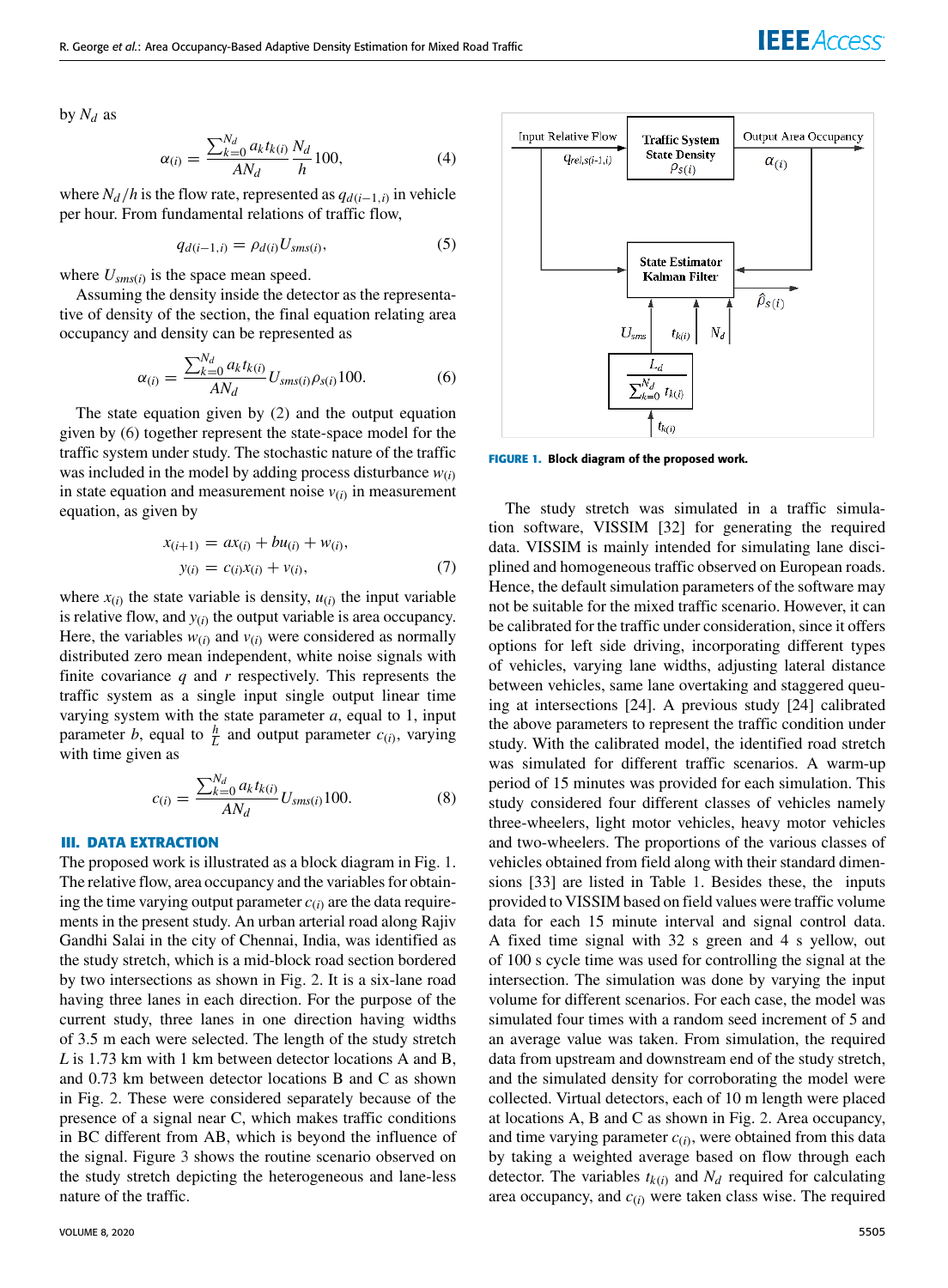by $N_d$ as

$$\alpha_{(i)} = \frac{\sum_{k=0}^{N_d} a_k t_{k(i)}}{AN_d} \frac{N_d}{h} 100, \tag{4}$$

where $N_d/h$ is the flow rate, represented as $q_{d(i-1,i)}$ in vehicle per hour. From fundamental relations of traffic flow,

$$q_{d(i-1,i)} = \rho_{d(i)} U_{sms(i)}, \tag{5}$$

where $U_{sms(i)}$ is the space mean speed.

Assuming the density inside the detector as the representative of density of the section, the final equation relating area occupancy and density can be represented as

$$\alpha_{(i)} = \frac{\sum_{k=0}^{N_d} a_k t_{k(i)}}{AN_d} U_{sms(i)} \rho_{s(i)} 100. \tag{6}$$

The state equation given by (2) and the output equation given by (6) together represent the state-space model for the traffic system under study. The stochastic nature of the traffic was included in the model by adding process disturbance $w_{(i)}$ in state equation and measurement noise $v_{(i)}$ in measurement equation, as given by

$$\begin{aligned} x_{(i+1)} &= ax_{(i)} + bu_{(i)} + w_{(i)}, \\ y_{(i)} &= c_{(i)}x_{(i)} + v_{(i)}, \end{aligned} \tag{7}$$

where $x_{(i)}$ the state variable is density, $u_{(i)}$ the input variable is relative flow, and $y_{(i)}$ the output variable is area occupancy. Here, the variables $w_{(i)}$ and $v_{(i)}$ were considered as normally distributed zero mean independent, white noise signals with finite covariance $q$ and $r$ respectively. This represents the traffic system as a single input single output linear time varying system with the state parameter $a$, equal to 1, input parameter $b$, equal to $\frac{h}{L}$ and output parameter $c_{(i)}$, varying with time given as

$$c_{(i)} = \frac{\sum_{k=0}^{N_d} a_k t_{k(i)}}{AN_d} U_{sms(i)} 100. \tag{8}$$

## III. DATA EXTRACTION

The proposed work is illustrated as a block diagram in Fig. 1. The relative flow, area occupancy and the variables for obtaining the time varying output parameter $c_{(i)}$ are the data requirements in the present study. An urban arterial road along Rajiv Gandhi Salai in the city of Chennai, India, was identified as the study stretch, which is a mid-block road section bordered by two intersections as shown in Fig. 2. It is a six-lane road having three lanes in each direction. For the purpose of the current study, three lanes in one direction having widths of 3.5 m each were selected. The length of the study stretch $L$ is 1.73 km with 1 km between detector locations A and B, and 0.73 km between detector locations B and C as shown in Fig. 2. These were considered separately because of the presence of a signal near C, which makes traffic conditions in BC different from AB, which is beyond the influence of the signal. Figure 3 shows the routine scenario observed on the study stretch depicting the heterogeneous and lane-less nature of the traffic.

**FIGURE 1.** Block diagram of the proposed work.

The study stretch was simulated in a traffic simulation software, VISSIM [32] for generating the required data. VISSIM is mainly intended for simulating lane disciplined and homogeneous traffic observed on European roads. Hence, the default simulation parameters of the software may not be suitable for the mixed traffic scenario. However, it can be calibrated for the traffic under consideration, since it offers options for left side driving, incorporating different types of vehicles, varying lane widths, adjusting lateral distance between vehicles, same lane overtaking and staggered queuing at intersections [24]. A previous study [24] calibrated the above parameters to represent the traffic condition under study. With the calibrated model, the identified road stretch was simulated for different traffic scenarios. A warm-up period of 15 minutes was provided for each simulation. This study considered four different classes of vehicles namely three-wheelers, light motor vehicles, heavy motor vehicles and two-wheelers. The proportions of the various classes of vehicles obtained from field along with their standard dimensions [33] are listed in Table 1. Besides these, the inputs provided to VISSIM based on field values were traffic volume data for each 15 minute interval and signal control data. A fixed time signal with 32 s green and 4 s yellow, out of 100 s cycle time was used for controlling the signal at the intersection. The simulation was done by varying the input volume for different scenarios. For each case, the model was simulated four times with a random seed increment of 5 and an average value was taken. From simulation, the required data from upstream and downstream end of the study stretch, and the simulated density for corroborating the model were collected. Virtual detectors, each of 10 m length were placed at locations A, B and C as shown in Fig. 2. Area occupancy, and time varying parameter $c_{(i)}$, were obtained from this data by taking a weighted average based on flow through each detector. The variables $t_{k(i)}$ and $N_d$ required for calculating area occupancy, and $c_{(i)}$ were taken class wise. The required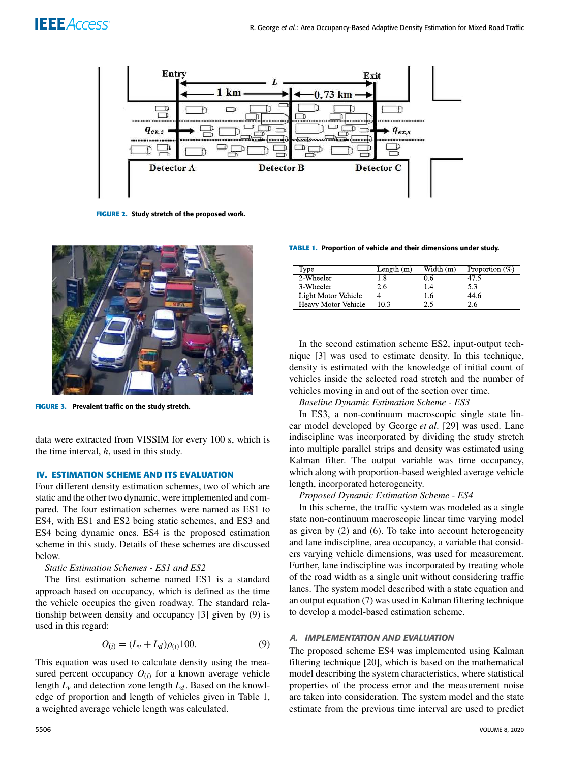FIGURE 2. Study stretch of the proposed work.

FIGURE 3. Prevalent traffic on the study stretch.

data were extracted from VISSIM for every 100 s, which is the time interval, $h$, used in this study.

## IV. ESTIMATION SCHEME AND ITS EVALUATION

Four different density estimation schemes, two of which are static and the other two dynamic, were implemented and compared. The four estimation schemes were named as ES1 to ES4, with ES1 and ES2 being static schemes, and ES3 and ES4 being dynamic ones. ES4 is the proposed estimation scheme in this study. Details of these schemes are discussed below.

*Static Estimation Schemes - ES1 and ES2*

The first estimation scheme named ES1 is a standard approach based on occupancy, which is defined as the time the vehicle occupies the given roadway. The standard relationship between density and occupancy [3] given by (9) is used in this regard:

$$O_{(i)} = (L_v + L_d)\rho_{(i)}100. \tag{9}$$

This equation was used to calculate density using the measured percent occupancy $O_{(i)}$ for a known average vehicle length $L_v$ and detection zone length $L_d$. Based on the knowledge of proportion and length of vehicles given in Table 1, a weighted average vehicle length was calculated.

TABLE 1. Proportion of vehicle and their dimensions under study.

| Type | Length (m) | Width (m) | Proportion (%) |
|---|---|---|---|
| 2-Wheeler | 1.8 | 0.6 | 47.5 |
| 3-Wheeler | 2.6 | 1.4 | 5.3 |
| Light Motor Vehicle | 4 | 1.6 | 44.6 |
| Heavy Motor Vehicle | 10.3 | 2.5 | 2.6 |

In the second estimation scheme ES2, input-output technique [3] was used to estimate density. In this technique, density is estimated with the knowledge of initial count of vehicles inside the selected road stretch and the number of vehicles moving in and out of the section over time.

*Baseline Dynamic Estimation Scheme - ES3*

In ES3, a non-continuum macroscopic single state linear model developed by George *et al.* [29] was used. Lane indiscipline was incorporated by dividing the study stretch into multiple parallel strips and density was estimated using Kalman filter. The output variable was time occupancy, which along with proportion-based weighted average vehicle length, incorporated heterogeneity.

*Proposed Dynamic Estimation Scheme - ES4*

In this scheme, the traffic system was modeled as a single state non-continuum macroscopic linear time varying model as given by (2) and (6). To take into account heterogeneity and lane indiscipline, area occupancy, a variable that considers varying vehicle dimensions, was used for measurement. Further, lane indiscipline was incorporated by treating whole of the road width as a single unit without considering traffic lanes. The system model described with a state equation and an output equation (7) was used in Kalman filtering technique to develop a model-based estimation scheme.

### A. IMPLEMENTATION AND EVALUATION

The proposed scheme ES4 was implemented using Kalman filtering technique [20], which is based on the mathematical model describing the system characteristics, where statistical properties of the process error and the measurement noise are taken into consideration. The system model and the state estimate from the previous time interval are used to predict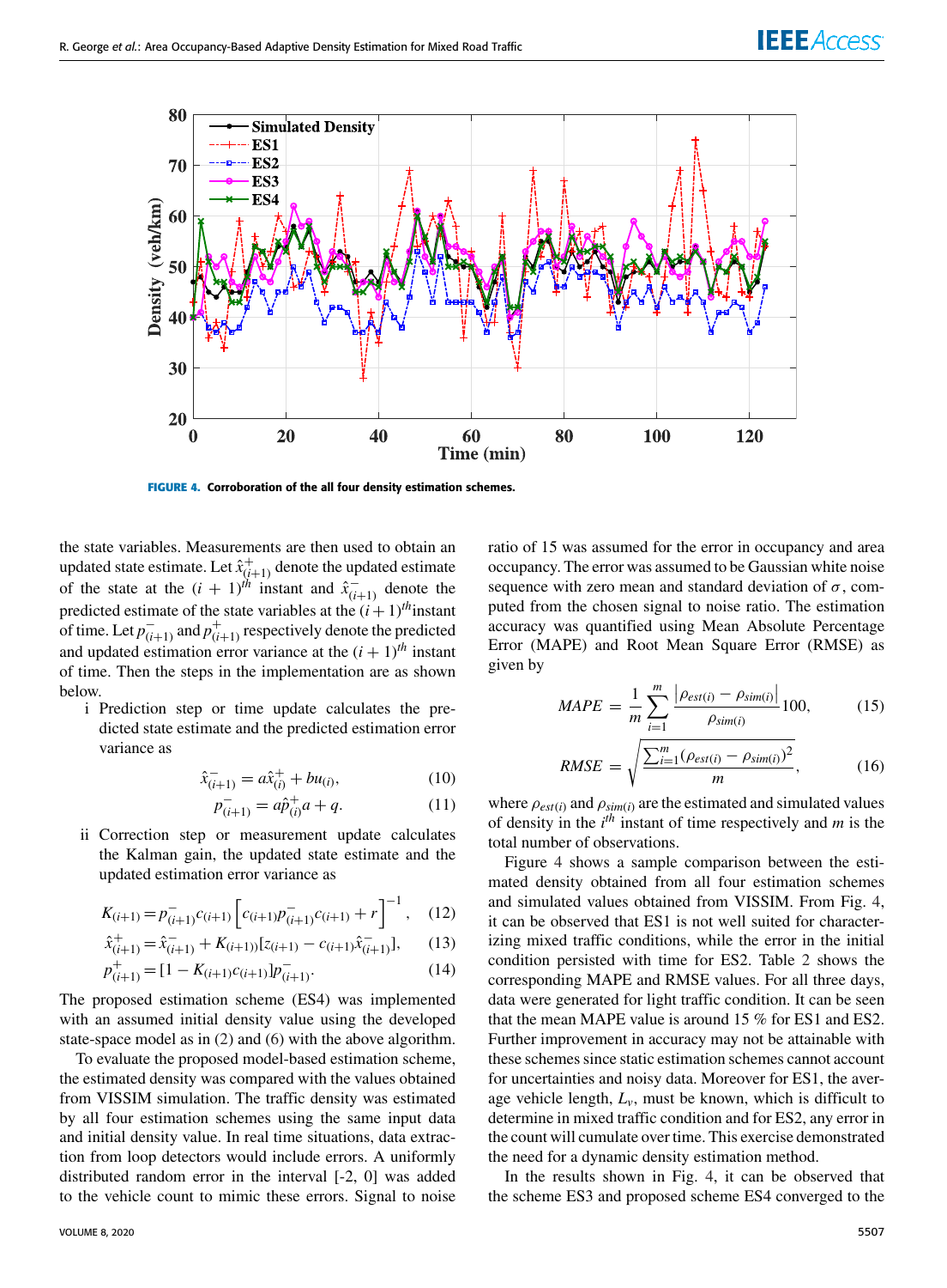**FIGURE 4.** Corroboration of the all four density estimation schemes.

the state variables. Measurements are then used to obtain an updated state estimate. Let $\hat{x}^{+}_{(i+1)}$ denote the updated estimate of the state at the $(i+1)^{th}$ instant and $\hat{x}^{-}_{(i+1)}$ denote the predicted estimate of the state variables at the $(i+1)^{th}$instant of time. Let $p^{-}_{(i+1)}$ and $p^{+}_{(i+1)}$ respectively denote the predicted and updated estimation error variance at the $(i+1)^{th}$ instant of time. Then the steps in the implementation are as shown below.

i Prediction step or time update calculates the predicted state estimate and the predicted estimation error variance as

$$\hat{x}^{-}_{(i+1)} = a\hat{x}^{+}_{(i)} + bu_{(i)}, \tag{10}$$

$$p^{-}_{(i+1)} = a\hat{p}^{+}_{(i)}a + q. \tag{11}$$

ii Correction step or measurement update calculates the Kalman gain, the updated state estimate and the updated estimation error variance as

$$K_{(i+1)} = p^{-}_{(i+1)}c_{(i+1)}\left[c_{(i+1)}p^{-}_{(i+1)}c_{(i+1)} + r\right]^{-1}, \tag{12}$$

$$\hat{x}^{+}_{(i+1)} = \hat{x}^{-}_{(i+1)} + K_{(i+1))}[z_{(i+1)} - c_{(i+1)}\hat{x}^{-}_{(i+1)}], \tag{13}$$

$$p^{+}_{(i+1)} = [1 - K_{(i+1)}c_{(i+1)}]p^{-}_{(i+1)}. \tag{14}$$

The proposed estimation scheme (ES4) was implemented with an assumed initial density value using the developed state-space model as in (2) and (6) with the above algorithm.

To evaluate the proposed model-based estimation scheme, the estimated density was compared with the values obtained from VISSIM simulation. The traffic density was estimated by all four estimation schemes using the same input data and initial density value. In real time situations, data extraction from loop detectors would include errors. A uniformly distributed random error in the interval [-2, 0] was added to the vehicle count to mimic these errors. Signal to noise ratio of 15 was assumed for the error in occupancy and area occupancy. The error was assumed to be Gaussian white noise sequence with zero mean and standard deviation of $\sigma$, computed from the chosen signal to noise ratio. The estimation accuracy was quantified using Mean Absolute Percentage Error (MAPE) and Root Mean Square Error (RMSE) as given by

$$MAPE = \frac{1}{m}\sum_{i=1}^{m}\frac{\left|\rho_{est(i)} - \rho_{sim(i)}\right|}{\rho_{sim(i)}}100, \tag{15}$$

$$RMSE = \sqrt{\frac{\sum_{i=1}^{m}(\rho_{est(i)} - \rho_{sim(i)})^2}{m}}, \tag{16}$$

where $\rho_{est(i)}$ and $\rho_{sim(i)}$ are the estimated and simulated values of density in the $i^{th}$ instant of time respectively and $m$ is the total number of observations.

Figure 4 shows a sample comparison between the estimated density obtained from all four estimation schemes and simulated values obtained from VISSIM. From Fig. 4, it can be observed that ES1 is not well suited for characterizing mixed traffic conditions, while the error in the initial condition persisted with time for ES2. Table 2 shows the corresponding MAPE and RMSE values. For all three days, data were generated for light traffic condition. It can be seen that the mean MAPE value is around 15 % for ES1 and ES2. Further improvement in accuracy may not be attainable with these schemes since static estimation schemes cannot account for uncertainties and noisy data. Moreover for ES1, the average vehicle length, $L_v$, must be known, which is difficult to determine in mixed traffic condition and for ES2, any error in the count will cumulate over time. This exercise demonstrated the need for a dynamic density estimation method.

In the results shown in Fig. 4, it can be observed that the scheme ES3 and proposed scheme ES4 converged to the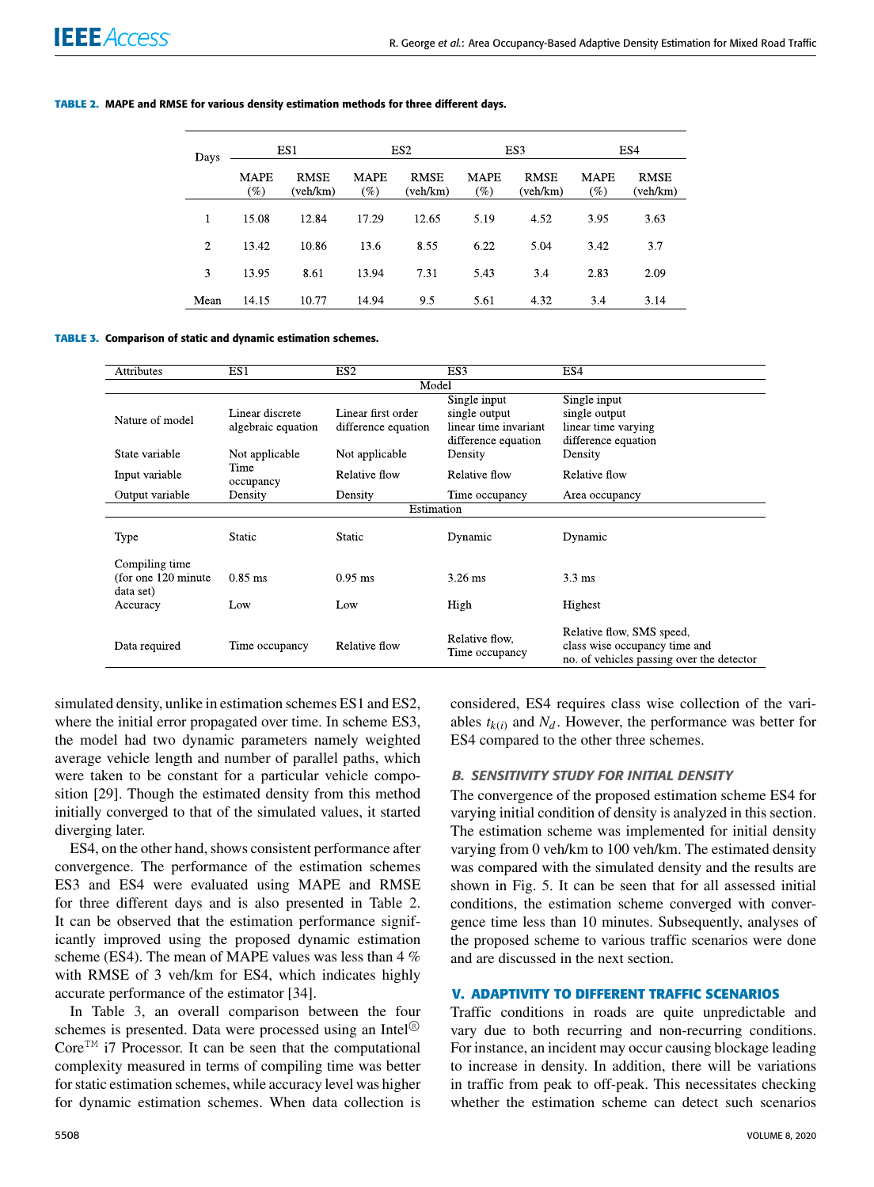**TABLE 2. MAPE and RMSE for various density estimation methods for three different days.**

| Days | ES1 | | ES2 | | ES3 | | ES4 | |
|---|---|---|---|---|---|---|---|---|
| | MAPE (%) | RMSE (veh/km) | MAPE (%) | RMSE (veh/km) | MAPE (%) | RMSE (veh/km) | MAPE (%) | RMSE (veh/km) |
| 1 | 15.08 | 12.84 | 17.29 | 12.65 | 5.19 | 4.52 | 3.95 | 3.63 |
| 2 | 13.42 | 10.86 | 13.6 | 8.55 | 6.22 | 5.04 | 3.42 | 3.7 |
| 3 | 13.95 | 8.61 | 13.94 | 7.31 | 5.43 | 3.4 | 2.83 | 2.09 |
| Mean | 14.15 | 10.77 | 14.94 | 9.5 | 5.61 | 4.32 | 3.4 | 3.14 |

**TABLE 3. Comparison of static and dynamic estimation schemes.**

| Attributes | ES1 | ES2 | ES3 | ES4 |
|---|---|---|---|---|
| **Model** | | | | |
| Nature of model | Linear discrete algebraic equation | Linear first order difference equation | Single input single output linear time invariant difference equation | Single input single output linear time varying difference equation |
| State variable | Not applicable | Not applicable | Density | Density |
| Input variable | Time occupancy | Relative flow | Relative flow | Relative flow |
| Output variable | Density | Density | Time occupancy | Area occupancy |
| **Estimation** | | | | |
| Type | Static | Static | Dynamic | Dynamic |
| Compiling time (for one 120 minute data set) | 0.85 ms | 0.95 ms | 3.26 ms | 3.3 ms |
| Accuracy | Low | Low | High | Highest |
| Data required | Time occupancy | Relative flow | Relative flow, Time occupancy | Relative flow, SMS speed, class wise occupancy time and no. of vehicles passing over the detector |

simulated density, unlike in estimation schemes ES1 and ES2, where the initial error propagated over time. In scheme ES3, the model had two dynamic parameters namely weighted average vehicle length and number of parallel paths, which were taken to be constant for a particular vehicle composition [29]. Though the estimated density from this method initially converged to that of the simulated values, it started diverging later.

ES4, on the other hand, shows consistent performance after convergence. The performance of the estimation schemes ES3 and ES4 were evaluated using MAPE and RMSE for three different days and is also presented in Table 2. It can be observed that the estimation performance significantly improved using the proposed dynamic estimation scheme (ES4). The mean of MAPE values was less than 4 % with RMSE of 3 veh/km for ES4, which indicates highly accurate performance of the estimator [34].

In Table 3, an overall comparison between the four schemes is presented. Data were processed using an Intel® Core™ i7 Processor. It can be seen that the computational complexity measured in terms of compiling time was better for static estimation schemes, while accuracy level was higher for dynamic estimation schemes. When data collection is considered, ES4 requires class wise collection of the variables $t_{k(i)}$ and $N_d$. However, the performance was better for ES4 compared to the other three schemes.

### B. SENSITIVITY STUDY FOR INITIAL DENSITY

The convergence of the proposed estimation scheme ES4 for varying initial condition of density is analyzed in this section. The estimation scheme was implemented for initial density varying from 0 veh/km to 100 veh/km. The estimated density was compared with the simulated density and the results are shown in Fig. 5. It can be seen that for all assessed initial conditions, the estimation scheme converged with convergence time less than 10 minutes. Subsequently, analyses of the proposed scheme to various traffic scenarios were done and are discussed in the next section.

## V. ADAPTIVITY TO DIFFERENT TRAFFIC SCENARIOS

Traffic conditions in roads are quite unpredictable and vary due to both recurring and non-recurring conditions. For instance, an incident may occur causing blockage leading to increase in density. In addition, there will be variations in traffic from peak to off-peak. This necessitates checking whether the estimation scheme can detect such scenarios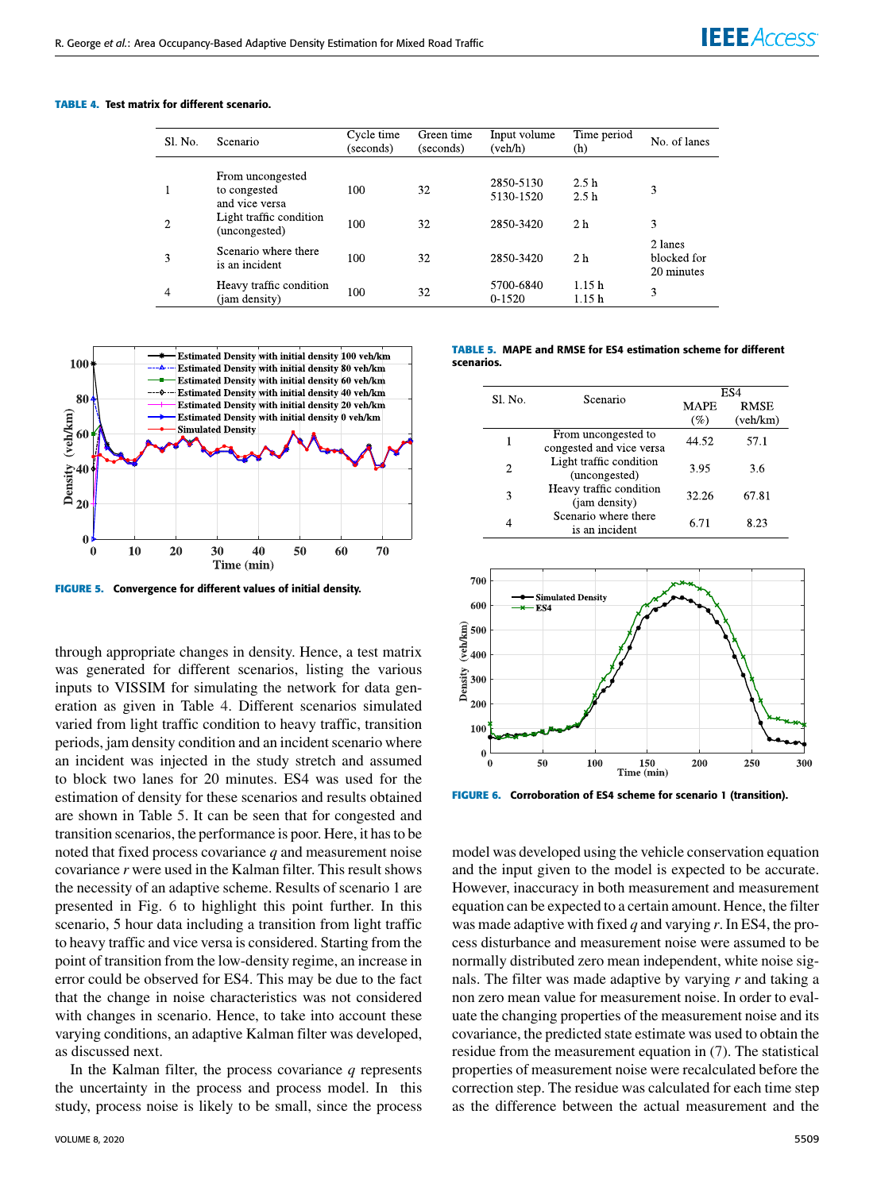**TABLE 4.** Test matrix for different scenario.

| Sl. No. | Scenario | Cycle time (seconds) | Green time (seconds) | Input volume (veh/h) | Time period (h) | No. of lanes |
|---|---|---|---|---|---|---|
| 1 | From uncongested to congested and vice versa | 100 | 32 | 2850-5130<br>5130-1520 | 2.5 h<br>2.5 h | 3 |
| 2 | Light traffic condition (uncongested) | 100 | 32 | 2850-3420 | 2 h | 3 |
| 3 | Scenario where there is an incident | 100 | 32 | 2850-3420 | 2 h | 2 lanes blocked for 20 minutes |
| 4 | Heavy traffic condition (jam density) | 100 | 32 | 5700-6840<br>0-1520 | 1.15 h<br>1.15 h | 3 |

**FIGURE 5.** Convergence for different values of initial density.

through appropriate changes in density. Hence, a test matrix was generated for different scenarios, listing the various inputs to VISSIM for simulating the network for data generation as given in Table 4. Different scenarios simulated varied from light traffic condition to heavy traffic, transition periods, jam density condition and an incident scenario where an incident was injected in the study stretch and assumed to block two lanes for 20 minutes. ES4 was used for the estimation of density for these scenarios and results obtained are shown in Table 5. It can be seen that for congested and transition scenarios, the performance is poor. Here, it has to be noted that fixed process covariance $q$ and measurement noise covariance $r$ were used in the Kalman filter. This result shows the necessity of an adaptive scheme. Results of scenario 1 are presented in Fig. 6 to highlight this point further. In this scenario, 5 hour data including a transition from light traffic to heavy traffic and vice versa is considered. Starting from the point of transition from the low-density regime, an increase in error could be observed for ES4. This may be due to the fact that the change in noise characteristics was not considered with changes in scenario. Hence, to take into account these varying conditions, an adaptive Kalman filter was developed, as discussed next.

In the Kalman filter, the process covariance $q$ represents the uncertainty in the process and process model. In this study, process noise is likely to be small, since the process model was developed using the vehicle conservation equation and the input given to the model is expected to be accurate. However, inaccuracy in both measurement and measurement equation can be expected to a certain amount. Hence, the filter was made adaptive with fixed $q$ and varying $r$. In ES4, the process disturbance and measurement noise were assumed to be normally distributed zero mean independent, white noise signals. The filter was made adaptive by varying $r$ and taking a non zero mean value for measurement noise. In order to evaluate the changing properties of the measurement noise and its covariance, the predicted state estimate was used to obtain the residue from the measurement equation in (7). The statistical properties of measurement noise were recalculated before the correction step. The residue was calculated for each time step as the difference between the actual measurement and the

**TABLE 5.** MAPE and RMSE for ES4 estimation scheme for different scenarios.

| Sl. No. | Scenario | ES4 MAPE (%) | ES4 RMSE (veh/km) |
|---|---|---|---|
| 1 | From uncongested to congested and vice versa | 44.52 | 57.1 |
| 2 | Light traffic condition (uncongested) | 3.95 | 3.6 |
| 3 | Heavy traffic condition (jam density) | 32.26 | 67.81 |
| 4 | Scenario where there is an incident | 6.71 | 8.23 |

**FIGURE 6.** Corroboration of ES4 scheme for scenario 1 (transition).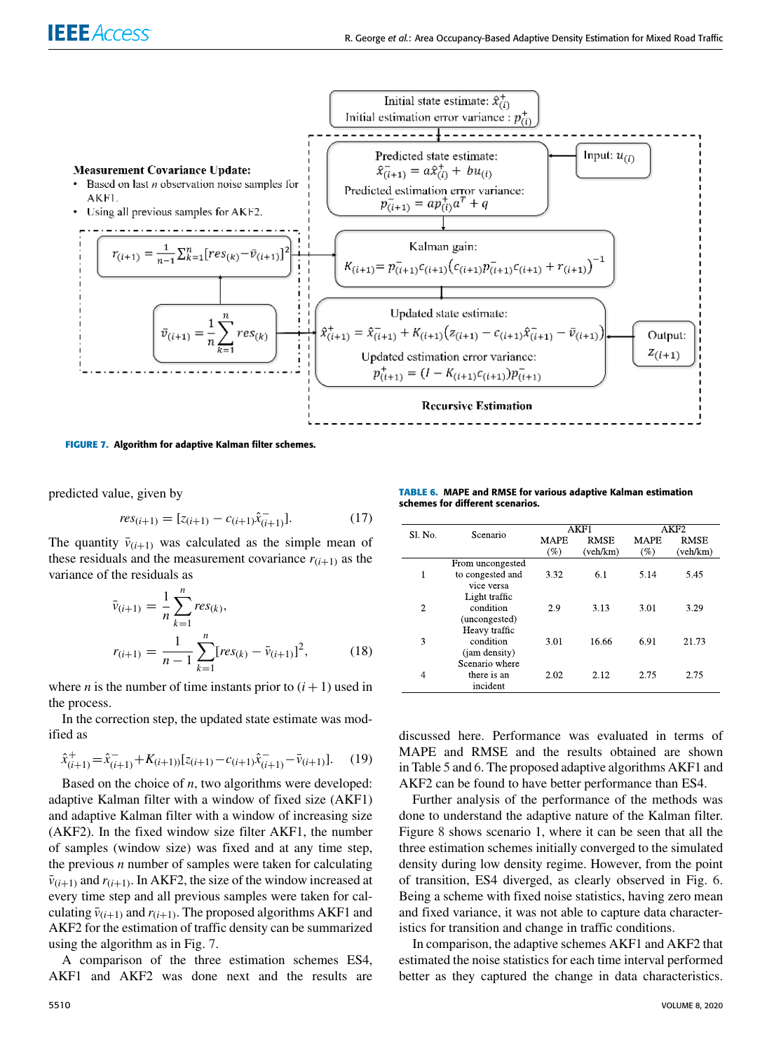FIGURE 7. Algorithm for adaptive Kalman filter schemes.

predicted value, given by

$$res_{(i+1)} = [z_{(i+1)} - c_{(i+1)}\hat{x}^{-}_{(i+1)}]. \tag{17}$$

The quantity $\bar{v}_{(i+1)}$ was calculated as the simple mean of these residuals and the measurement covariance $r_{(i+1)}$ as the variance of the residuals as

$$\bar{v}_{(i+1)} = \frac{1}{n}\sum_{k=1}^{n} res_{(k)},$$
$$r_{(i+1)} = \frac{1}{n-1}\sum_{k=1}^{n}[res_{(k)} - \bar{v}_{(i+1)}]^2, \tag{18}$$

where $n$ is the number of time instants prior to $(i+1)$ used in the process.

In the correction step, the updated state estimate was modified as

$$\hat{x}^{+}_{(i+1)} = \hat{x}^{-}_{(i+1)} + K_{(i+1)}[z_{(i+1)} - c_{(i+1)}\hat{x}^{-}_{(i+1)} - \bar{v}_{(i+1)}]. \tag{19}$$

Based on the choice of $n$, two algorithms were developed: adaptive Kalman filter with a window of fixed size (AKF1) and adaptive Kalman filter with a window of increasing size (AKF2). In the fixed window size filter AKF1, the number of samples (window size) was fixed and at any time step, the previous $n$ number of samples were taken for calculating $\bar{v}_{(i+1)}$ and $r_{(i+1)}$. In AKF2, the size of the window increased at every time step and all previous samples were taken for calculating $\bar{v}_{(i+1)}$ and $r_{(i+1)}$. The proposed algorithms AKF1 and AKF2 for the estimation of traffic density can be summarized using the algorithm as in Fig. 7.

A comparison of the three estimation schemes ES4, AKF1 and AKF2 was done next and the results are discussed here. Performance was evaluated in terms of MAPE and RMSE and the results obtained are shown in Table 5 and 6. The proposed adaptive algorithms AKF1 and AKF2 can be found to have better performance than ES4.

**TABLE 6.** MAPE and RMSE for various adaptive Kalman estimation schemes for different scenarios.

| Sl. No. | Scenario | AKF1 | | AKF2 | |
|---|---|---|---|---|---|
| | | MAPE (%) | RMSE (veh/km) | MAPE (%) | RMSE (veh/km) |
| 1 | From uncongested to congested and vice versa | 3.32 | 6.1 | 5.14 | 5.45 |
| 2 | Light traffic condition (uncongested) | 2.9 | 3.13 | 3.01 | 3.29 |
| 3 | Heavy traffic condition (jam density) | 3.01 | 16.66 | 6.91 | 21.73 |
| 4 | Scenario where there is an incident | 2.02 | 2.12 | 2.75 | 2.75 |

Further analysis of the performance of the methods was done to understand the adaptive nature of the Kalman filter. Figure 8 shows scenario 1, where it can be seen that all the three estimation schemes initially converged to the simulated density during low density regime. However, from the point of transition, ES4 diverged, as clearly observed in Fig. 6. Being a scheme with fixed noise statistics, having zero mean and fixed variance, it was not able to capture data characteristics for transition and change in traffic conditions.

In comparison, the adaptive schemes AKF1 and AKF2 that estimated the noise statistics for each time interval performed better as they captured the change in data characteristics.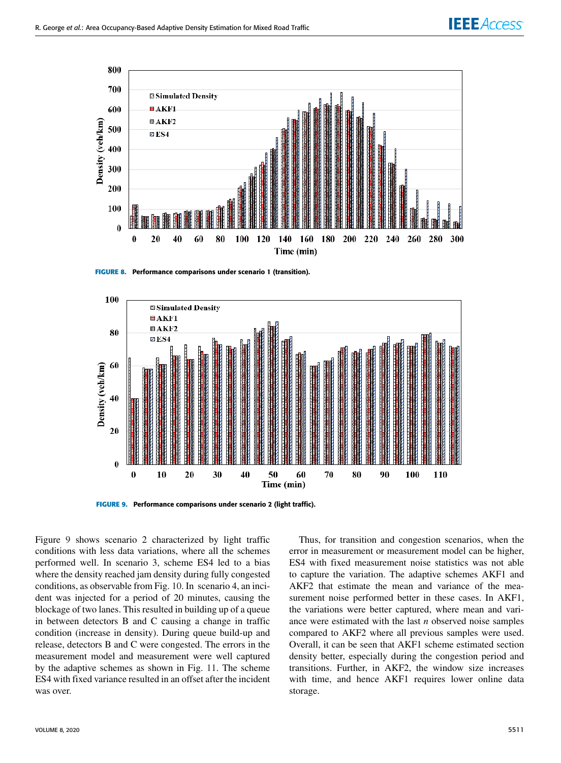FIGURE 8. Performance comparisons under scenario 1 (transition).

FIGURE 9. Performance comparisons under scenario 2 (light traffic).

Figure 9 shows scenario 2 characterized by light traffic conditions with less data variations, where all the schemes performed well. In scenario 3, scheme ES4 led to a bias where the density reached jam density during fully congested conditions, as observable from Fig. 10. In scenario 4, an incident was injected for a period of 20 minutes, causing the blockage of two lanes. This resulted in building up of a queue in between detectors B and C causing a change in traffic condition (increase in density). During queue build-up and release, detectors B and C were congested. The errors in the measurement model and measurement were well captured by the adaptive schemes as shown in Fig. 11. The scheme ES4 with fixed variance resulted in an offset after the incident was over.

Thus, for transition and congestion scenarios, when the error in measurement or measurement model can be higher, ES4 with fixed measurement noise statistics was not able to capture the variation. The adaptive schemes AKF1 and AKF2 that estimate the mean and variance of the measurement noise performed better in these cases. In AKF1, the variations were better captured, where mean and variance were estimated with the last $n$ observed noise samples compared to AKF2 where all previous samples were used. Overall, it can be seen that AKF1 scheme estimated section density better, especially during the congestion period and transitions. Further, in AKF2, the window size increases with time, and hence AKF1 requires lower online data storage.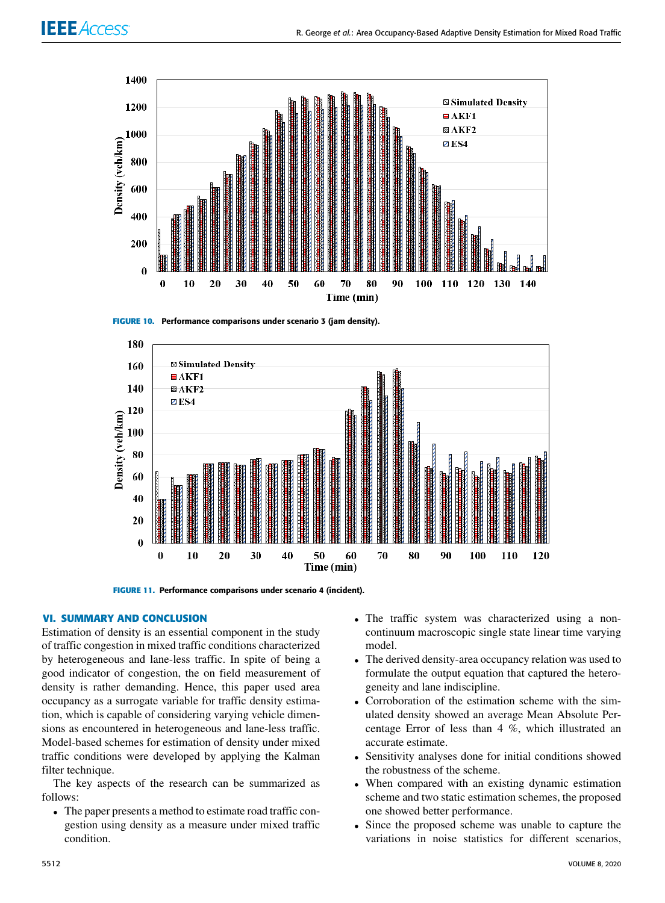FIGURE 10. Performance comparisons under scenario 3 (jam density).

FIGURE 11. Performance comparisons under scenario 4 (incident).

## VI. SUMMARY AND CONCLUSION

Estimation of density is an essential component in the study of traffic congestion in mixed traffic conditions characterized by heterogeneous and lane-less traffic. In spite of being a good indicator of congestion, the on field measurement of density is rather demanding. Hence, this paper used area occupancy as a surrogate variable for traffic density estimation, which is capable of considering varying vehicle dimensions as encountered in heterogeneous and lane-less traffic. Model-based schemes for estimation of density under mixed traffic conditions were developed by applying the Kalman filter technique.

The key aspects of the research can be summarized as follows:

- The paper presents a method to estimate road traffic congestion using density as a measure under mixed traffic condition.
- The traffic system was characterized using a non-continuum macroscopic single state linear time varying model.
- The derived density-area occupancy relation was used to formulate the output equation that captured the heterogeneity and lane indiscipline.
- Corroboration of the estimation scheme with the simulated density showed an average Mean Absolute Percentage Error of less than 4 %, which illustrated an accurate estimate.
- Sensitivity analyses done for initial conditions showed the robustness of the scheme.
- When compared with an existing dynamic estimation scheme and two static estimation schemes, the proposed one showed better performance.
- Since the proposed scheme was unable to capture the variations in noise statistics for different scenarios,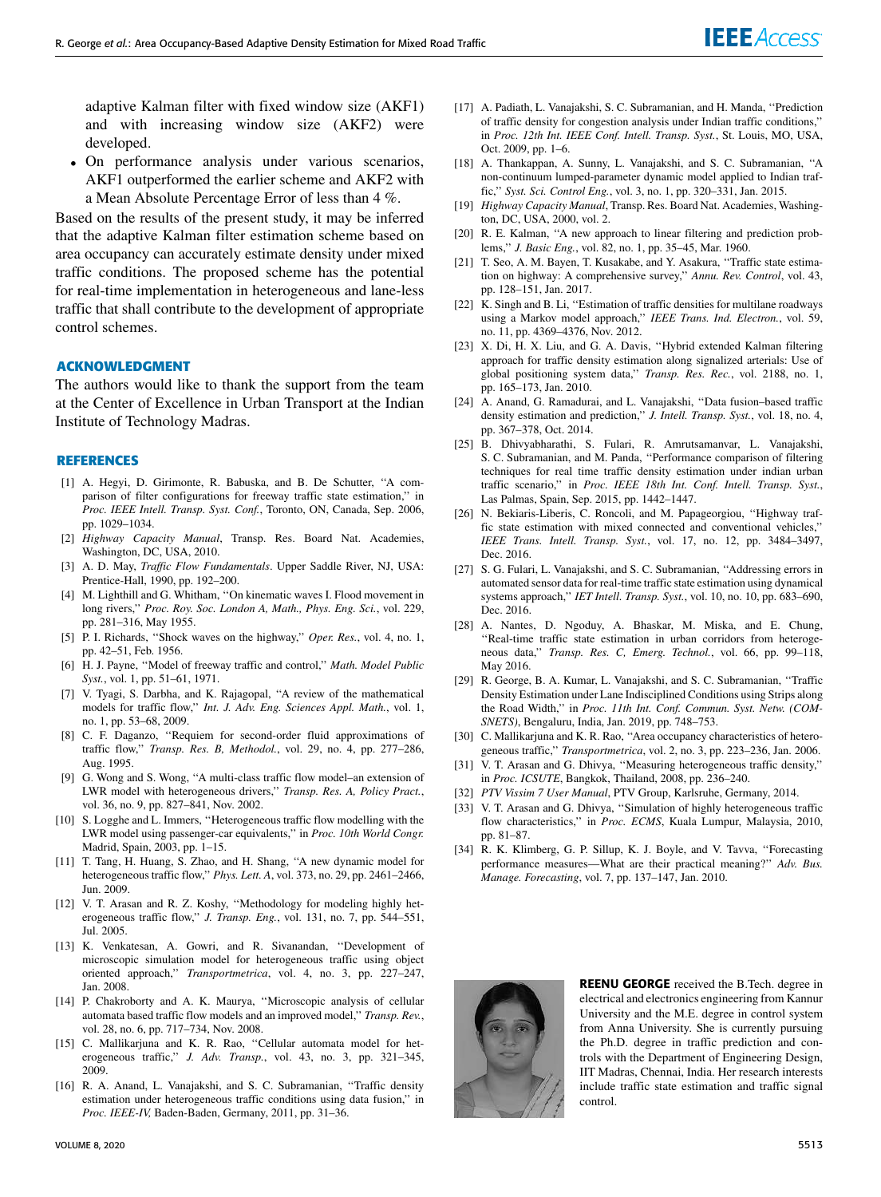adaptive Kalman filter with fixed window size (AKF1) and with increasing window size (AKF2) were developed.

- On performance analysis under various scenarios, AKF1 outperformed the earlier scheme and AKF2 with a Mean Absolute Percentage Error of less than 4 %.

Based on the results of the present study, it may be inferred that the adaptive Kalman filter estimation scheme based on area occupancy can accurately estimate density under mixed traffic conditions. The proposed scheme has the potential for real-time implementation in heterogeneous and lane-less traffic that shall contribute to the development of appropriate control schemes.

## ACKNOWLEDGMENT

The authors would like to thank the support from the team at the Center of Excellence in Urban Transport at the Indian Institute of Technology Madras.

## REFERENCES

[1] A. Hegyi, D. Girimonte, R. Babuska, and B. De Schutter, "A comparison of filter configurations for freeway traffic state estimation," in *Proc. IEEE Intell. Transp. Syst. Conf.*, Toronto, ON, Canada, Sep. 2006, pp. 1029–1034.

[2] *Highway Capacity Manual*, Transp. Res. Board Nat. Academies, Washington, DC, USA, 2010.

[3] A. D. May, *Traffic Flow Fundamentals*. Upper Saddle River, NJ, USA: Prentice-Hall, 1990, pp. 192–200.

[4] M. Lighthill and G. Whitham, "On kinematic waves I. Flood movement in long rivers," *Proc. Roy. Soc. London A, Math., Phys. Eng. Sci.*, vol. 229, pp. 281–316, May 1955.

[5] P. I. Richards, "Shock waves on the highway," *Oper. Res.*, vol. 4, no. 1, pp. 42–51, Feb. 1956.

[6] H. J. Payne, "Model of freeway traffic and control," *Math. Model Public Syst.*, vol. 1, pp. 51–61, 1971.

[7] V. Tyagi, S. Darbha, and K. Rajagopal, "A review of the mathematical models for traffic flow," *Int. J. Adv. Eng. Sciences Appl. Math.*, vol. 1, no. 1, pp. 53–68, 2009.

[8] C. F. Daganzo, "Requiem for second-order fluid approximations of traffic flow," *Transp. Res. B, Methodol.*, vol. 29, no. 4, pp. 277–286, Aug. 1995.

[9] G. Wong and S. Wong, "A multi-class traffic flow model–an extension of LWR model with heterogeneous drivers," *Transp. Res. A, Policy Pract.*, vol. 36, no. 9, pp. 827–841, Nov. 2002.

[10] S. Logghe and L. Immers, "Heterogeneous traffic flow modelling with the LWR model using passenger-car equivalents," in *Proc. 10th World Congr.* Madrid, Spain, 2003, pp. 1–15.

[11] T. Tang, H. Huang, S. Zhao, and H. Shang, "A new dynamic model for heterogeneous traffic flow," *Phys. Lett. A*, vol. 373, no. 29, pp. 2461–2466, Jun. 2009.

[12] V. T. Arasan and R. Z. Koshy, "Methodology for modeling highly heterogeneous traffic flow," *J. Transp. Eng.*, vol. 131, no. 7, pp. 544–551, Jul. 2005.

[13] K. Venkatesan, A. Gowri, and R. Sivanandan, "Development of microscopic simulation model for heterogeneous traffic using object oriented approach," *Transportmetrica*, vol. 4, no. 3, pp. 227–247, Jan. 2008.

[14] P. Chakroborty and A. K. Maurya, "Microscopic analysis of cellular automata based traffic flow models and an improved model," *Transp. Rev.*, vol. 28, no. 6, pp. 717–734, Nov. 2008.

[15] C. Mallikarjuna and K. R. Rao, "Cellular automata model for heterogeneous traffic," *J. Adv. Transp.*, vol. 43, no. 3, pp. 321–345, 2009.

[16] R. A. Anand, L. Vanajakshi, and S. C. Subramanian, "Traffic density estimation under heterogeneous traffic conditions using data fusion," in *Proc. IEEE-IV,* Baden-Baden, Germany, 2011, pp. 31–36.

[17] A. Padiath, L. Vanajakshi, S. C. Subramanian, and H. Manda, "Prediction of traffic density for congestion analysis under Indian traffic conditions," in *Proc. 12th Int. IEEE Conf. Intell. Transp. Syst.*, St. Louis, MO, USA, Oct. 2009, pp. 1–6.

[18] A. Thankappan, A. Sunny, L. Vanajakshi, and S. C. Subramanian, "A non-continuum lumped-parameter dynamic model applied to Indian traffic," *Syst. Sci. Control Eng.*, vol. 3, no. 1, pp. 320–331, Jan. 2015.

[19] *Highway Capacity Manual*, Transp. Res. Board Nat. Academies, Washington, DC, USA, 2000, vol. 2.

[20] R. E. Kalman, "A new approach to linear filtering and prediction problems," *J. Basic Eng.*, vol. 82, no. 1, pp. 35–45, Mar. 1960.

[21] T. Seo, A. M. Bayen, T. Kusakabe, and Y. Asakura, "Traffic state estimation on highway: A comprehensive survey," *Annu. Rev. Control*, vol. 43, pp. 128–151, Jan. 2017.

[22] K. Singh and B. Li, "Estimation of traffic densities for multilane roadways using a Markov model approach," *IEEE Trans. Ind. Electron.*, vol. 59, no. 11, pp. 4369–4376, Nov. 2012.

[23] X. Di, H. X. Liu, and G. A. Davis, "Hybrid extended Kalman filtering approach for traffic density estimation along signalized arterials: Use of global positioning system data," *Transp. Res. Rec.*, vol. 2188, no. 1, pp. 165–173, Jan. 2010.

[24] A. Anand, G. Ramadurai, and L. Vanajakshi, "Data fusion–based traffic density estimation and prediction," *J. Intell. Transp. Syst.*, vol. 18, no. 4, pp. 367–378, Oct. 2014.

[25] B. Dhivyabharathi, S. Fulari, R. Amrutsamanvar, L. Vanajakshi, S. C. Subramanian, and M. Panda, "Performance comparison of filtering techniques for real time traffic density estimation under indian urban traffic scenario," in *Proc. IEEE 18th Int. Conf. Intell. Transp. Syst.*, Las Palmas, Spain, Sep. 2015, pp. 1442–1447.

[26] N. Bekiaris-Liberis, C. Roncoli, and M. Papageorgiou, "Highway traffic state estimation with mixed connected and conventional vehicles," *IEEE Trans. Intell. Transp. Syst.*, vol. 17, no. 12, pp. 3484–3497, Dec. 2016.

[27] S. G. Fulari, L. Vanajakshi, and S. C. Subramanian, "Addressing errors in automated sensor data for real-time traffic state estimation using dynamical systems approach," *IET Intell. Transp. Syst.*, vol. 10, no. 10, pp. 683–690, Dec. 2016.

[28] A. Nantes, D. Ngoduy, A. Bhaskar, M. Miska, and E. Chung, "Real-time traffic state estimation in urban corridors from heterogeneous data," *Transp. Res. C, Emerg. Technol.*, vol. 66, pp. 99–118, May 2016.

[29] R. George, B. A. Kumar, L. Vanajakshi, and S. C. Subramanian, "Traffic Density Estimation under Lane Indisciplined Conditions using Strips along the Road Width," in *Proc. 11th Int. Conf. Commun. Syst. Netw. (COMSNETS)*, Bengaluru, India, Jan. 2019, pp. 748–753.

[30] C. Mallikarjuna and K. R. Rao, "Area occupancy characteristics of heterogeneous traffic," *Transportmetrica*, vol. 2, no. 3, pp. 223–236, Jan. 2006.

[31] V. T. Arasan and G. Dhivya, "Measuring heterogeneous traffic density," in *Proc. ICSUTE*, Bangkok, Thailand, 2008, pp. 236–240.

[32] *PTV Vissim 7 User Manual*, PTV Group, Karlsruhe, Germany, 2014.

[33] V. T. Arasan and G. Dhivya, "Simulation of highly heterogeneous traffic flow characteristics," in *Proc. ECMS*, Kuala Lumpur, Malaysia, 2010, pp. 81–87.

[34] R. K. Klimberg, G. P. Sillup, K. J. Boyle, and V. Tavva, "Forecasting performance measures—What are their practical meaning?" *Adv. Bus. Manage. Forecasting*, vol. 7, pp. 137–147, Jan. 2010.

**REENU GEORGE** received the B.Tech. degree in electrical and electronics engineering from Kannur University and the M.E. degree in control system from Anna University. She is currently pursuing the Ph.D. degree in traffic prediction and controls with the Department of Engineering Design, IIT Madras, Chennai, India. Her research interests include traffic state estimation and traffic signal control.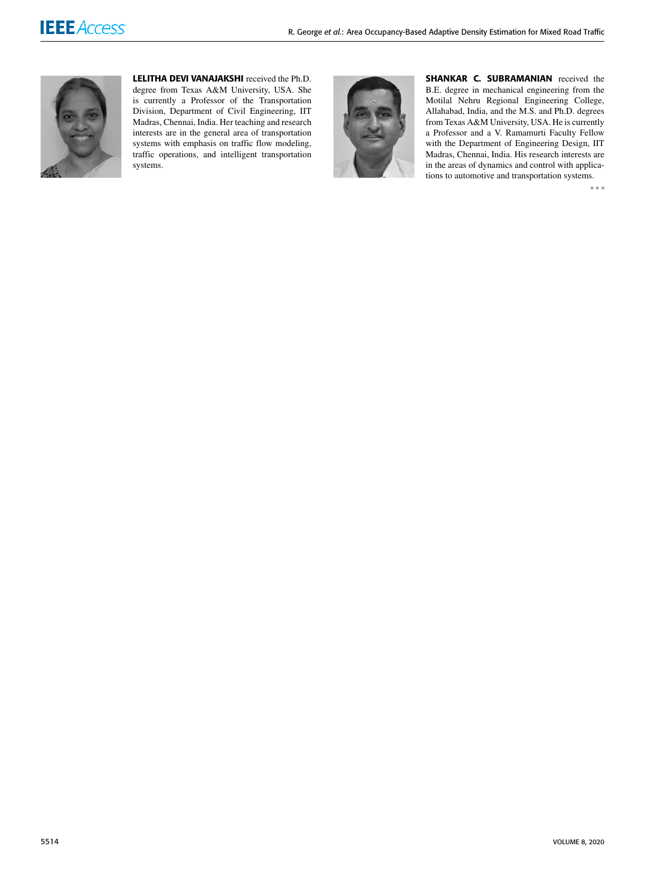**LELITHA DEVI VANAJAKSHI** received the Ph.D. degree from Texas A&M University, USA. She is currently a Professor of the Transportation Division, Department of Civil Engineering, IIT Madras, Chennai, India. Her teaching and research interests are in the general area of transportation systems with emphasis on traffic flow modeling, traffic operations, and intelligent transportation systems.

**SHANKAR C. SUBRAMANIAN** received the B.E. degree in mechanical engineering from the Motilal Nehru Regional Engineering College, Allahabad, India, and the M.S. and Ph.D. degrees from Texas A&M University, USA. He is currently a Professor and a V. Ramamurti Faculty Fellow with the Department of Engineering Design, IIT Madras, Chennai, India. His research interests are in the areas of dynamics and control with applications to automotive and transportation systems.